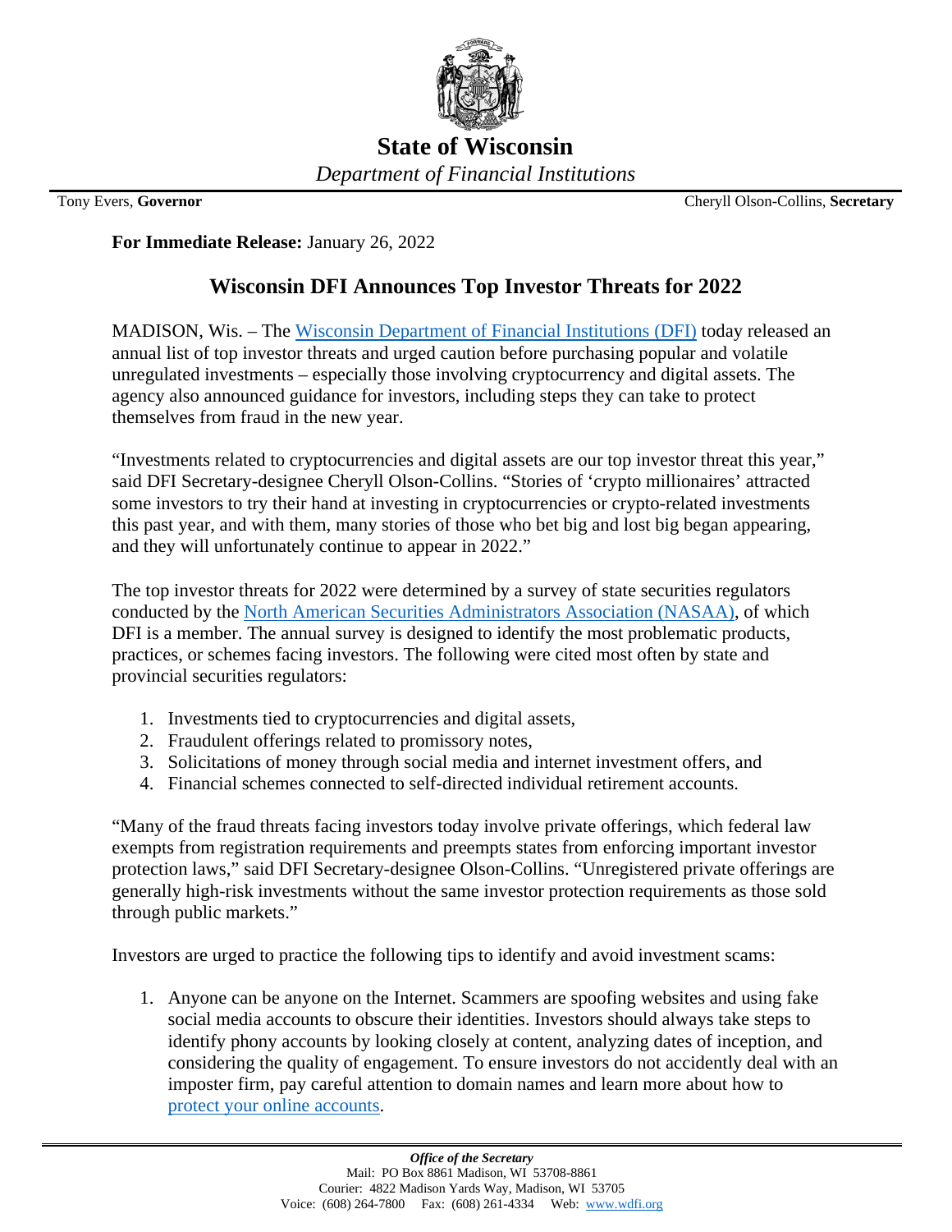# State of Wisconsin

*Department of Financial Institutions*

Tony Evers, **Governor** Cheryll Olson-Collins, **Secretary**

**For Immediate Release:** January 26, 2022

## Wisconsin DFI Announces Top Investor Threats for 2022

MADISON, Wis. – The [Wisconsin Department of Financial Institutions (DFI)](https://www.wdfi.org) today released an annual list of top investor threats and urged caution before purchasing popular and volatile unregulated investments – especially those involving cryptocurrency and digital assets. The agency also announced guidance for investors, including steps they can take to protect themselves from fraud in the new year.

"Investments related to cryptocurrencies and digital assets are our top investor threat this year," said DFI Secretary-designee Cheryll Olson-Collins. "Stories of 'crypto millionaires' attracted some investors to try their hand at investing in cryptocurrencies or crypto-related investments this past year, and with them, many stories of those who bet big and lost big began appearing, and they will unfortunately continue to appear in 2022."

The top investor threats for 2022 were determined by a survey of state securities regulators conducted by the [North American Securities Administrators Association (NASAA)](https://www.nasaa.org), of which DFI is a member. The annual survey is designed to identify the most problematic products, practices, or schemes facing investors. The following were cited most often by state and provincial securities regulators:

1. Investments tied to cryptocurrencies and digital assets,
2. Fraudulent offerings related to promissory notes,
3. Solicitations of money through social media and internet investment offers, and
4. Financial schemes connected to self-directed individual retirement accounts.

"Many of the fraud threats facing investors today involve private offerings, which federal law exempts from registration requirements and preempts states from enforcing important investor protection laws," said DFI Secretary-designee Olson-Collins. "Unregistered private offerings are generally high-risk investments without the same investor protection requirements as those sold through public markets."

Investors are urged to practice the following tips to identify and avoid investment scams:

1. Anyone can be anyone on the Internet. Scammers are spoofing websites and using fake social media accounts to obscure their identities. Investors should always take steps to identify phony accounts by looking closely at content, analyzing dates of inception, and considering the quality of engagement. To ensure investors do not accidently deal with an imposter firm, pay careful attention to domain names and learn more about how to [protect your online accounts](#).

*Office of the Secretary*
Mail: PO Box 8861 Madison, WI 53708-8861
Courier: 4822 Madison Yards Way, Madison, WI 53705
Voice: (608) 264-7800 Fax: (608) 261-4334 Web: [www.wdfi.org](https://www.wdfi.org)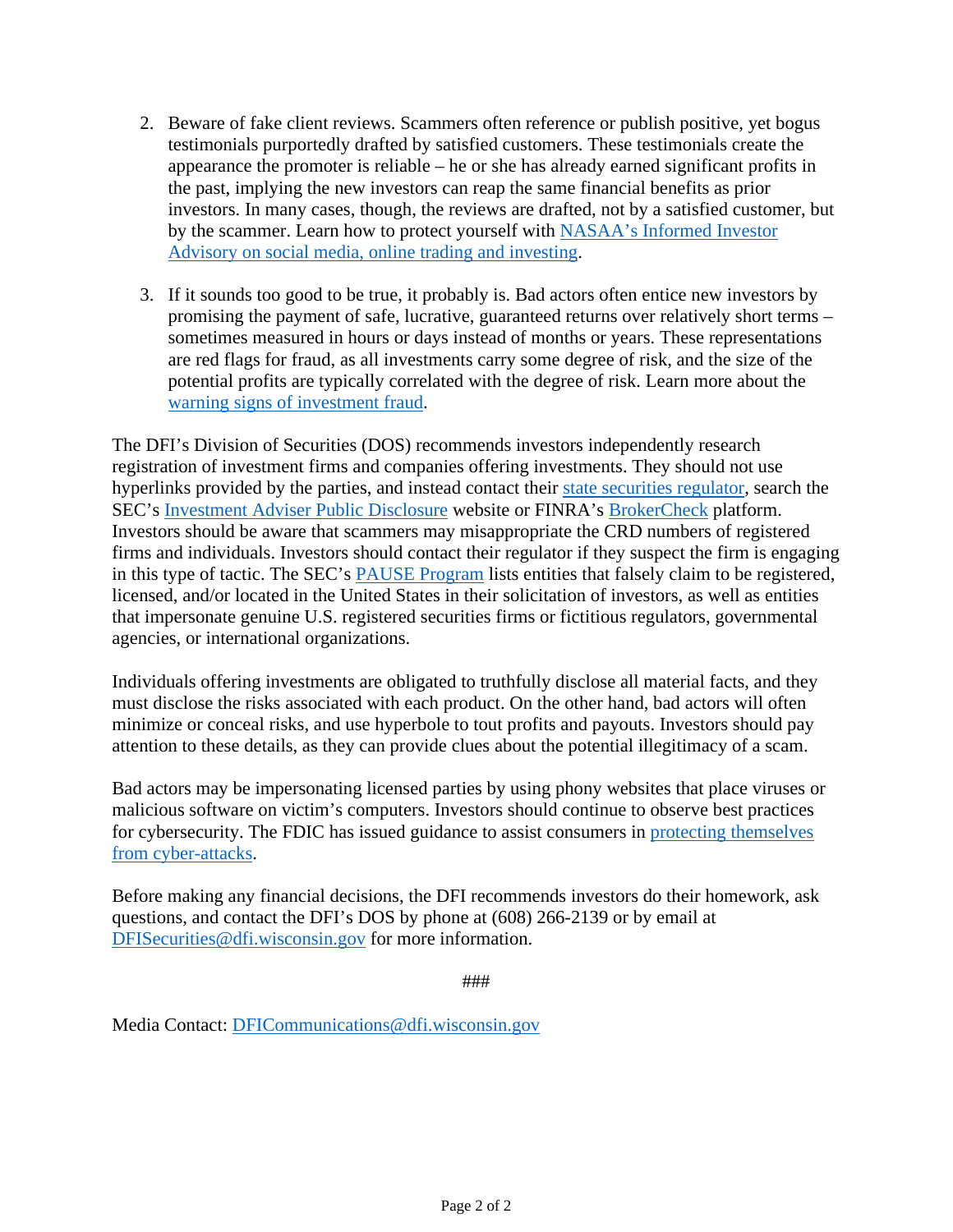2. Beware of fake client reviews. Scammers often reference or publish positive, yet bogus testimonials purportedly drafted by satisfied customers. These testimonials create the appearance the promoter is reliable – he or she has already earned significant profits in the past, implying the new investors can reap the same financial benefits as prior investors. In many cases, though, the reviews are drafted, not by a satisfied customer, but by the scammer. Learn how to protect yourself with NASAA's Informed Investor Advisory on social media, online trading and investing.

3. If it sounds too good to be true, it probably is. Bad actors often entice new investors by promising the payment of safe, lucrative, guaranteed returns over relatively short terms – sometimes measured in hours or days instead of months or years. These representations are red flags for fraud, as all investments carry some degree of risk, and the size of the potential profits are typically correlated with the degree of risk. Learn more about the warning signs of investment fraud.

The DFI's Division of Securities (DOS) recommends investors independently research registration of investment firms and companies offering investments. They should not use hyperlinks provided by the parties, and instead contact their state securities regulator, search the SEC's Investment Adviser Public Disclosure website or FINRA's BrokerCheck platform. Investors should be aware that scammers may misappropriate the CRD numbers of registered firms and individuals. Investors should contact their regulator if they suspect the firm is engaging in this type of tactic. The SEC's PAUSE Program lists entities that falsely claim to be registered, licensed, and/or located in the United States in their solicitation of investors, as well as entities that impersonate genuine U.S. registered securities firms or fictitious regulators, governmental agencies, or international organizations.

Individuals offering investments are obligated to truthfully disclose all material facts, and they must disclose the risks associated with each product. On the other hand, bad actors will often minimize or conceal risks, and use hyperbole to tout profits and payouts. Investors should pay attention to these details, as they can provide clues about the potential illegitimacy of a scam.

Bad actors may be impersonating licensed parties by using phony websites that place viruses or malicious software on victim's computers. Investors should continue to observe best practices for cybersecurity. The FDIC has issued guidance to assist consumers in protecting themselves from cyber-attacks.

Before making any financial decisions, the DFI recommends investors do their homework, ask questions, and contact the DFI's DOS by phone at (608) 266-2139 or by email at DFISecurities@dfi.wisconsin.gov for more information.

###

Media Contact: DFICommunications@dfi.wisconsin.gov